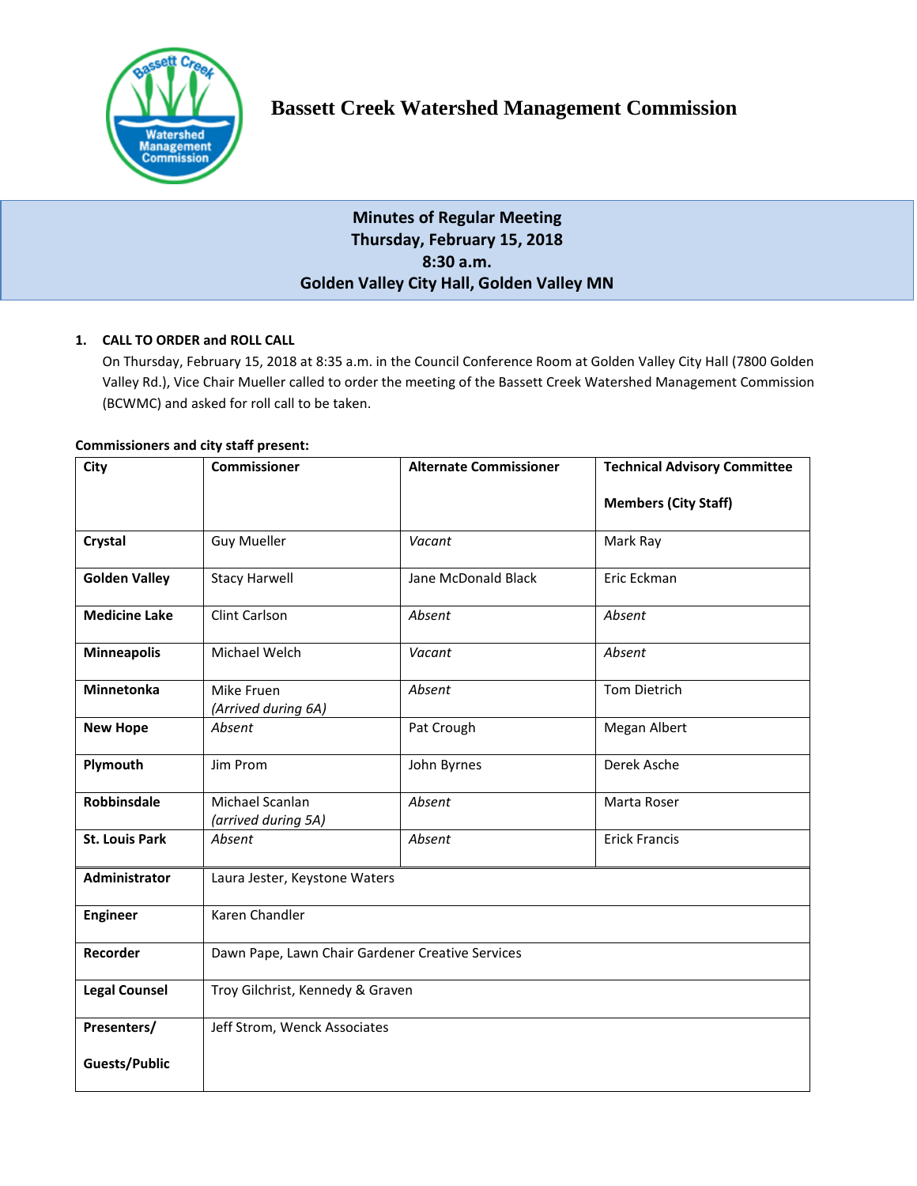# Bassett Creek Watershed Management Commission

**Minutes of Regular Meeting**
**Thursday, February 15, 2018**
**8:30 a.m.**
**Golden Valley City Hall, Golden Valley MN**

## 1. CALL TO ORDER and ROLL CALL

On Thursday, February 15, 2018 at 8:35 a.m. in the Council Conference Room at Golden Valley City Hall (7800 Golden Valley Rd.), Vice Chair Mueller called to order the meeting of the Bassett Creek Watershed Management Commission (BCWMC) and asked for roll call to be taken.

**Commissioners and city staff present:**

| City | Commissioner | Alternate Commissioner | Technical Advisory Committee Members (City Staff) |
|---|---|---|---|
| **Crystal** | Guy Mueller | *Vacant* | Mark Ray |
| **Golden Valley** | Stacy Harwell | Jane McDonald Black | Eric Eckman |
| **Medicine Lake** | Clint Carlson | *Absent* | *Absent* |
| **Minneapolis** | Michael Welch | *Vacant* | *Absent* |
| **Minnetonka** | Mike Fruen *(Arrived during 6A)* | *Absent* | Tom Dietrich |
| **New Hope** | *Absent* | Pat Crough | Megan Albert |
| **Plymouth** | Jim Prom | John Byrnes | Derek Asche |
| **Robbinsdale** | Michael Scanlan *(arrived during 5A)* | *Absent* | Marta Roser |
| **St. Louis Park** | *Absent* | *Absent* | Erick Francis |
| **Administrator** | Laura Jester, Keystone Waters | | |
| **Engineer** | Karen Chandler | | |
| **Recorder** | Dawn Pape, Lawn Chair Gardener Creative Services | | |
| **Legal Counsel** | Troy Gilchrist, Kennedy & Graven | | |
| **Presenters/ Guests/Public** | Jeff Strom, Wenck Associates | | |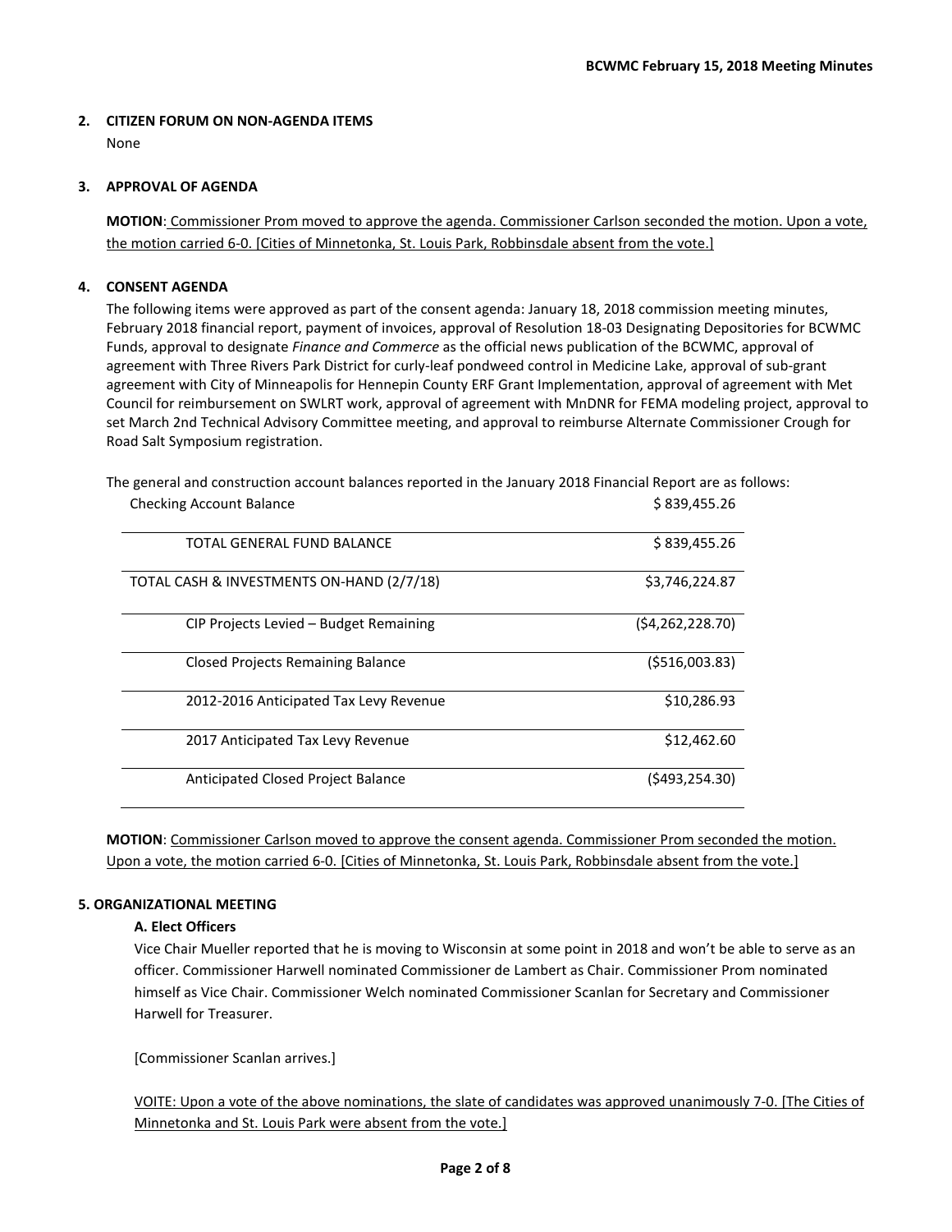## 2. CITIZEN FORUM ON NON-AGENDA ITEMS

None

## 3. APPROVAL OF AGENDA

**MOTION**: Commissioner Prom moved to approve the agenda. Commissioner Carlson seconded the motion. Upon a vote, the motion carried 6-0. [Cities of Minnetonka, St. Louis Park, Robbinsdale absent from the vote.]

## 4. CONSENT AGENDA

The following items were approved as part of the consent agenda: January 18, 2018 commission meeting minutes, February 2018 financial report, payment of invoices, approval of Resolution 18-03 Designating Depositories for BCWMC Funds, approval to designate *Finance and Commerce* as the official news publication of the BCWMC, approval of agreement with Three Rivers Park District for curly-leaf pondweed control in Medicine Lake, approval of sub-grant agreement with City of Minneapolis for Hennepin County ERF Grant Implementation, approval of agreement with Met Council for reimbursement on SWLRT work, approval of agreement with MnDNR for FEMA modeling project, approval to set March 2nd Technical Advisory Committee meeting, and approval to reimburse Alternate Commissioner Crough for Road Salt Symposium registration.

The general and construction account balances reported in the January 2018 Financial Report are as follows:

| | |
|---|---|
| Checking Account Balance | $ 839,455.26 |
| TOTAL GENERAL FUND BALANCE | $ 839,455.26 |
| TOTAL CASH & INVESTMENTS ON-HAND (2/7/18) | $3,746,224.87 |
| CIP Projects Levied – Budget Remaining | ($4,262,228.70) |
| Closed Projects Remaining Balance | ($516,003.83) |
| 2012-2016 Anticipated Tax Levy Revenue | $10,286.93 |
| 2017 Anticipated Tax Levy Revenue | $12,462.60 |
| Anticipated Closed Project Balance | ($493,254.30) |

**MOTION**: Commissioner Carlson moved to approve the consent agenda. Commissioner Prom seconded the motion. Upon a vote, the motion carried 6-0. [Cities of Minnetonka, St. Louis Park, Robbinsdale absent from the vote.]

## 5. ORGANIZATIONAL MEETING

### A. Elect Officers

Vice Chair Mueller reported that he is moving to Wisconsin at some point in 2018 and won't be able to serve as an officer. Commissioner Harwell nominated Commissioner de Lambert as Chair. Commissioner Prom nominated himself as Vice Chair. Commissioner Welch nominated Commissioner Scanlan for Secretary and Commissioner Harwell for Treasurer.

[Commissioner Scanlan arrives.]

VOITE: Upon a vote of the above nominations, the slate of candidates was approved unanimously 7-0. [The Cities of Minnetonka and St. Louis Park were absent from the vote.]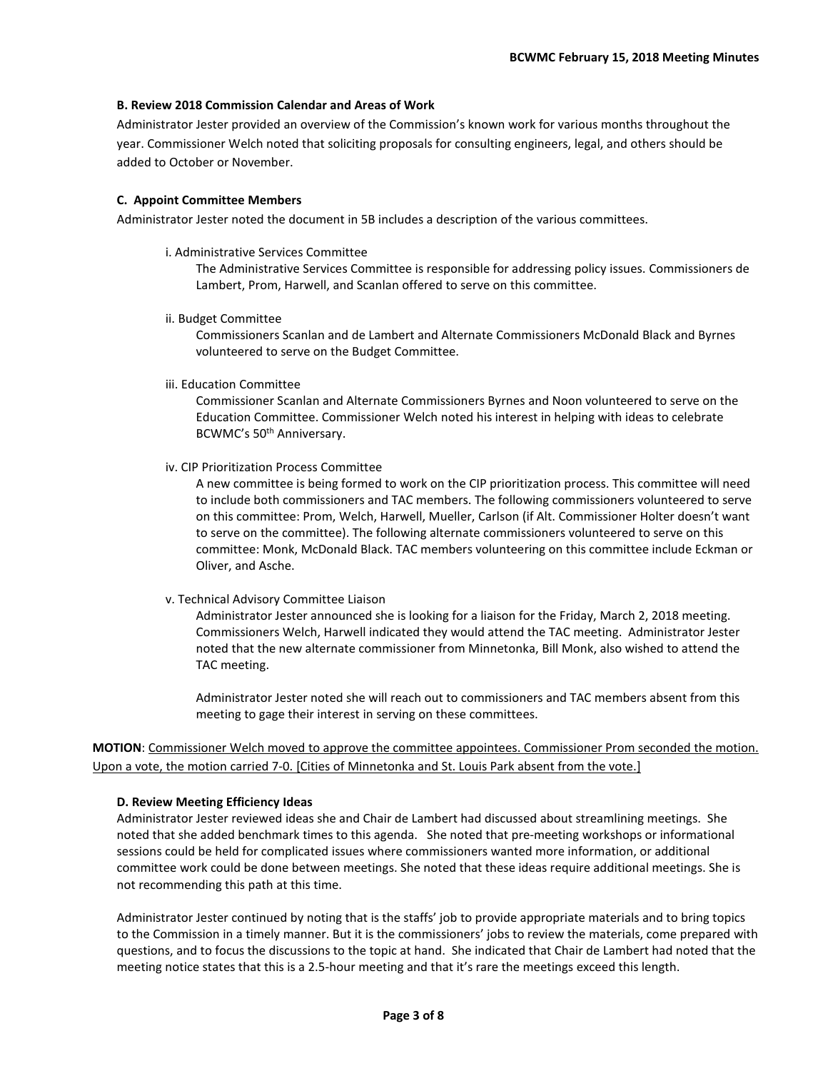### B. Review 2018 Commission Calendar and Areas of Work

Administrator Jester provided an overview of the Commission's known work for various months throughout the year. Commissioner Welch noted that soliciting proposals for consulting engineers, legal, and others should be added to October or November.

### C. Appoint Committee Members

Administrator Jester noted the document in 5B includes a description of the various committees.

i. Administrative Services Committee

The Administrative Services Committee is responsible for addressing policy issues. Commissioners de Lambert, Prom, Harwell, and Scanlan offered to serve on this committee.

ii. Budget Committee

Commissioners Scanlan and de Lambert and Alternate Commissioners McDonald Black and Byrnes volunteered to serve on the Budget Committee.

iii. Education Committee

Commissioner Scanlan and Alternate Commissioners Byrnes and Noon volunteered to serve on the Education Committee. Commissioner Welch noted his interest in helping with ideas to celebrate BCWMC's 50th Anniversary.

iv. CIP Prioritization Process Committee

A new committee is being formed to work on the CIP prioritization process. This committee will need to include both commissioners and TAC members. The following commissioners volunteered to serve on this committee: Prom, Welch, Harwell, Mueller, Carlson (if Alt. Commissioner Holter doesn't want to serve on the committee). The following alternate commissioners volunteered to serve on this committee: Monk, McDonald Black. TAC members volunteering on this committee include Eckman or Oliver, and Asche.

v. Technical Advisory Committee Liaison

Administrator Jester announced she is looking for a liaison for the Friday, March 2, 2018 meeting. Commissioners Welch, Harwell indicated they would attend the TAC meeting. Administrator Jester noted that the new alternate commissioner from Minnetonka, Bill Monk, also wished to attend the TAC meeting.

Administrator Jester noted she will reach out to commissioners and TAC members absent from this meeting to gage their interest in serving on these committees.

**MOTION**: Commissioner Welch moved to approve the committee appointees. Commissioner Prom seconded the motion. Upon a vote, the motion carried 7-0. [Cities of Minnetonka and St. Louis Park absent from the vote.]

### D. Review Meeting Efficiency Ideas

Administrator Jester reviewed ideas she and Chair de Lambert had discussed about streamlining meetings. She noted that she added benchmark times to this agenda. She noted that pre-meeting workshops or informational sessions could be held for complicated issues where commissioners wanted more information, or additional committee work could be done between meetings. She noted that these ideas require additional meetings. She is not recommending this path at this time.

Administrator Jester continued by noting that is the staffs' job to provide appropriate materials and to bring topics to the Commission in a timely manner. But it is the commissioners' jobs to review the materials, come prepared with questions, and to focus the discussions to the topic at hand. She indicated that Chair de Lambert had noted that the meeting notice states that this is a 2.5-hour meeting and that it's rare the meetings exceed this length.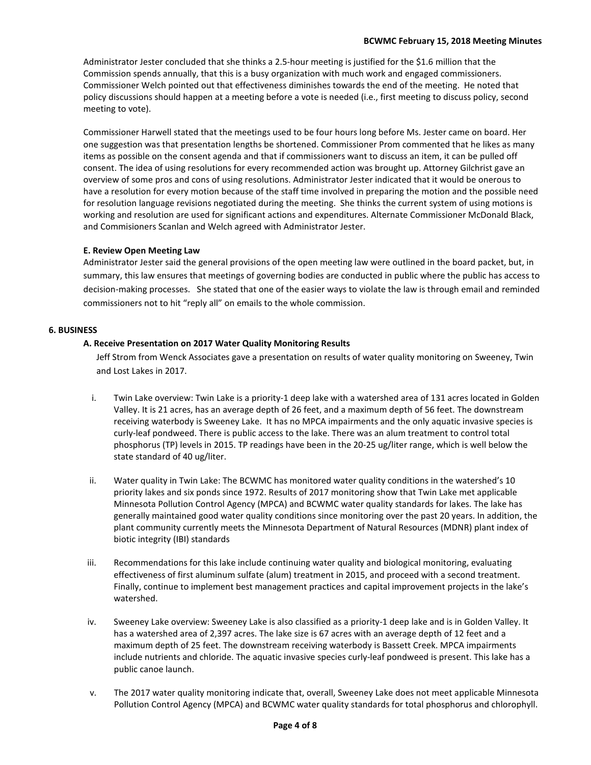Administrator Jester concluded that she thinks a 2.5-hour meeting is justified for the $1.6 million that the Commission spends annually, that this is a busy organization with much work and engaged commissioners. Commissioner Welch pointed out that effectiveness diminishes towards the end of the meeting. He noted that policy discussions should happen at a meeting before a vote is needed (i.e., first meeting to discuss policy, second meeting to vote).

Commissioner Harwell stated that the meetings used to be four hours long before Ms. Jester came on board. Her one suggestion was that presentation lengths be shortened. Commissioner Prom commented that he likes as many items as possible on the consent agenda and that if commissioners want to discuss an item, it can be pulled off consent. The idea of using resolutions for every recommended action was brought up. Attorney Gilchrist gave an overview of some pros and cons of using resolutions. Administrator Jester indicated that it would be onerous to have a resolution for every motion because of the staff time involved in preparing the motion and the possible need for resolution language revisions negotiated during the meeting. She thinks the current system of using motions is working and resolution are used for significant actions and expenditures. Alternate Commissioner McDonald Black, and Commisioners Scanlan and Welch agreed with Administrator Jester.

**E. Review Open Meeting Law**

Administrator Jester said the general provisions of the open meeting law were outlined in the board packet, but, in summary, this law ensures that meetings of governing bodies are conducted in public where the public has access to decision-making processes. She stated that one of the easier ways to violate the law is through email and reminded commissioners not to hit "reply all" on emails to the whole commission.

**6. BUSINESS**

**A. Receive Presentation on 2017 Water Quality Monitoring Results**

Jeff Strom from Wenck Associates gave a presentation on results of water quality monitoring on Sweeney, Twin and Lost Lakes in 2017.

i. Twin Lake overview: Twin Lake is a priority-1 deep lake with a watershed area of 131 acres located in Golden Valley. It is 21 acres, has an average depth of 26 feet, and a maximum depth of 56 feet. The downstream receiving waterbody is Sweeney Lake. It has no MPCA impairments and the only aquatic invasive species is curly-leaf pondweed. There is public access to the lake. There was an alum treatment to control total phosphorus (TP) levels in 2015. TP readings have been in the 20-25 ug/liter range, which is well below the state standard of 40 ug/liter.

ii. Water quality in Twin Lake: The BCWMC has monitored water quality conditions in the watershed's 10 priority lakes and six ponds since 1972. Results of 2017 monitoring show that Twin Lake met applicable Minnesota Pollution Control Agency (MPCA) and BCWMC water quality standards for lakes. The lake has generally maintained good water quality conditions since monitoring over the past 20 years. In addition, the plant community currently meets the Minnesota Department of Natural Resources (MDNR) plant index of biotic integrity (IBI) standards

iii. Recommendations for this lake include continuing water quality and biological monitoring, evaluating effectiveness of first aluminum sulfate (alum) treatment in 2015, and proceed with a second treatment. Finally, continue to implement best management practices and capital improvement projects in the lake's watershed.

iv. Sweeney Lake overview: Sweeney Lake is also classified as a priority-1 deep lake and is in Golden Valley. It has a watershed area of 2,397 acres. The lake size is 67 acres with an average depth of 12 feet and a maximum depth of 25 feet. The downstream receiving waterbody is Bassett Creek. MPCA impairments include nutrients and chloride. The aquatic invasive species curly-leaf pondweed is present. This lake has a public canoe launch.

v. The 2017 water quality monitoring indicate that, overall, Sweeney Lake does not meet applicable Minnesota Pollution Control Agency (MPCA) and BCWMC water quality standards for total phosphorus and chlorophyll.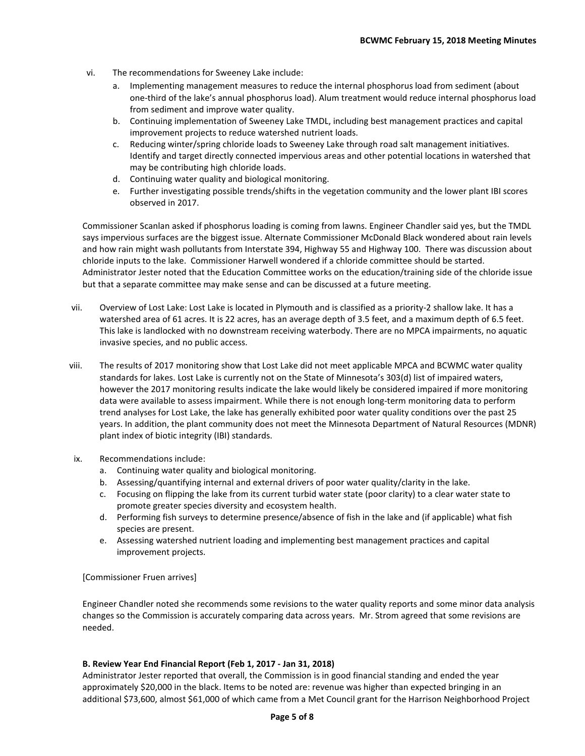vi. The recommendations for Sweeney Lake include:
   a. Implementing management measures to reduce the internal phosphorus load from sediment (about one-third of the lake's annual phosphorus load). Alum treatment would reduce internal phosphorus load from sediment and improve water quality.
   b. Continuing implementation of Sweeney Lake TMDL, including best management practices and capital improvement projects to reduce watershed nutrient loads.
   c. Reducing winter/spring chloride loads to Sweeney Lake through road salt management initiatives. Identify and target directly connected impervious areas and other potential locations in watershed that may be contributing high chloride loads.
   d. Continuing water quality and biological monitoring.
   e. Further investigating possible trends/shifts in the vegetation community and the lower plant IBI scores observed in 2017.

Commissioner Scanlan asked if phosphorus loading is coming from lawns. Engineer Chandler said yes, but the TMDL says impervious surfaces are the biggest issue. Alternate Commissioner McDonald Black wondered about rain levels and how rain might wash pollutants from Interstate 394, Highway 55 and Highway 100. There was discussion about chloride inputs to the lake. Commissioner Harwell wondered if a chloride committee should be started. Administrator Jester noted that the Education Committee works on the education/training side of the chloride issue but that a separate committee may make sense and can be discussed at a future meeting.

vii. Overview of Lost Lake: Lost Lake is located in Plymouth and is classified as a priority-2 shallow lake. It has a watershed area of 61 acres. It is 22 acres, has an average depth of 3.5 feet, and a maximum depth of 6.5 feet. This lake is landlocked with no downstream receiving waterbody. There are no MPCA impairments, no aquatic invasive species, and no public access.

viii. The results of 2017 monitoring show that Lost Lake did not meet applicable MPCA and BCWMC water quality standards for lakes. Lost Lake is currently not on the State of Minnesota's 303(d) list of impaired waters, however the 2017 monitoring results indicate the lake would likely be considered impaired if more monitoring data were available to assess impairment. While there is not enough long-term monitoring data to perform trend analyses for Lost Lake, the lake has generally exhibited poor water quality conditions over the past 25 years. In addition, the plant community does not meet the Minnesota Department of Natural Resources (MDNR) plant index of biotic integrity (IBI) standards.

ix. Recommendations include:
   a. Continuing water quality and biological monitoring.
   b. Assessing/quantifying internal and external drivers of poor water quality/clarity in the lake.
   c. Focusing on flipping the lake from its current turbid water state (poor clarity) to a clear water state to promote greater species diversity and ecosystem health.
   d. Performing fish surveys to determine presence/absence of fish in the lake and (if applicable) what fish species are present.
   e. Assessing watershed nutrient loading and implementing best management practices and capital improvement projects.

[Commissioner Fruen arrives]

Engineer Chandler noted she recommends some revisions to the water quality reports and some minor data analysis changes so the Commission is accurately comparing data across years. Mr. Strom agreed that some revisions are needed.

**B. Review Year End Financial Report (Feb 1, 2017 - Jan 31, 2018)**
Administrator Jester reported that overall, the Commission is in good financial standing and ended the year approximately $20,000 in the black. Items to be noted are: revenue was higher than expected bringing in an additional $73,600, almost $61,000 of which came from a Met Council grant for the Harrison Neighborhood Project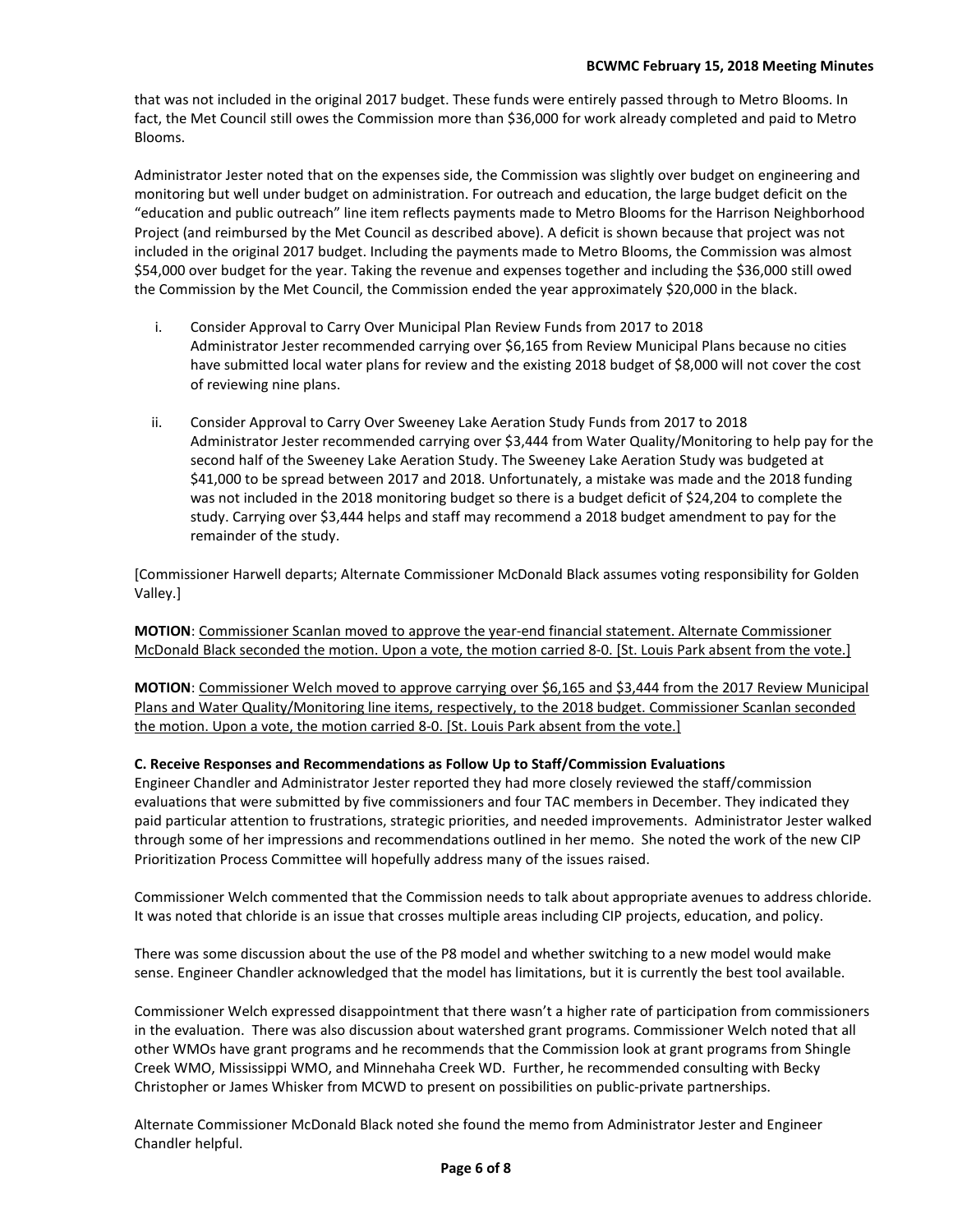that was not included in the original 2017 budget. These funds were entirely passed through to Metro Blooms. In fact, the Met Council still owes the Commission more than $36,000 for work already completed and paid to Metro Blooms.

Administrator Jester noted that on the expenses side, the Commission was slightly over budget on engineering and monitoring but well under budget on administration. For outreach and education, the large budget deficit on the "education and public outreach" line item reflects payments made to Metro Blooms for the Harrison Neighborhood Project (and reimbursed by the Met Council as described above). A deficit is shown because that project was not included in the original 2017 budget. Including the payments made to Metro Blooms, the Commission was almost $54,000 over budget for the year. Taking the revenue and expenses together and including the $36,000 still owed the Commission by the Met Council, the Commission ended the year approximately $20,000 in the black.

i. Consider Approval to Carry Over Municipal Plan Review Funds from 2017 to 2018
Administrator Jester recommended carrying over $6,165 from Review Municipal Plans because no cities have submitted local water plans for review and the existing 2018 budget of $8,000 will not cover the cost of reviewing nine plans.

ii. Consider Approval to Carry Over Sweeney Lake Aeration Study Funds from 2017 to 2018
Administrator Jester recommended carrying over $3,444 from Water Quality/Monitoring to help pay for the second half of the Sweeney Lake Aeration Study. The Sweeney Lake Aeration Study was budgeted at $41,000 to be spread between 2017 and 2018. Unfortunately, a mistake was made and the 2018 funding was not included in the 2018 monitoring budget so there is a budget deficit of $24,204 to complete the study. Carrying over $3,444 helps and staff may recommend a 2018 budget amendment to pay for the remainder of the study.

[Commissioner Harwell departs; Alternate Commissioner McDonald Black assumes voting responsibility for Golden Valley.]

**MOTION**: <u>Commissioner Scanlan moved to approve the year-end financial statement. Alternate Commissioner McDonald Black seconded the motion. Upon a vote, the motion carried 8-0. [St. Louis Park absent from the vote.]</u>

**MOTION**: <u>Commissioner Welch moved to approve carrying over $6,165 and $3,444 from the 2017 Review Municipal Plans and Water Quality/Monitoring line items, respectively, to the 2018 budget. Commissioner Scanlan seconded the motion. Upon a vote, the motion carried 8-0. [St. Louis Park absent from the vote.]</u>

**C. Receive Responses and Recommendations as Follow Up to Staff/Commission Evaluations**

Engineer Chandler and Administrator Jester reported they had more closely reviewed the staff/commission evaluations that were submitted by five commissioners and four TAC members in December. They indicated they paid particular attention to frustrations, strategic priorities, and needed improvements. Administrator Jester walked through some of her impressions and recommendations outlined in her memo. She noted the work of the new CIP Prioritization Process Committee will hopefully address many of the issues raised.

Commissioner Welch commented that the Commission needs to talk about appropriate avenues to address chloride. It was noted that chloride is an issue that crosses multiple areas including CIP projects, education, and policy.

There was some discussion about the use of the P8 model and whether switching to a new model would make sense. Engineer Chandler acknowledged that the model has limitations, but it is currently the best tool available.

Commissioner Welch expressed disappointment that there wasn't a higher rate of participation from commissioners in the evaluation. There was also discussion about watershed grant programs. Commissioner Welch noted that all other WMOs have grant programs and he recommends that the Commission look at grant programs from Shingle Creek WMO, Mississippi WMO, and Minnehaha Creek WD. Further, he recommended consulting with Becky Christopher or James Whisker from MCWD to present on possibilities on public-private partnerships.

Alternate Commissioner McDonald Black noted she found the memo from Administrator Jester and Engineer Chandler helpful.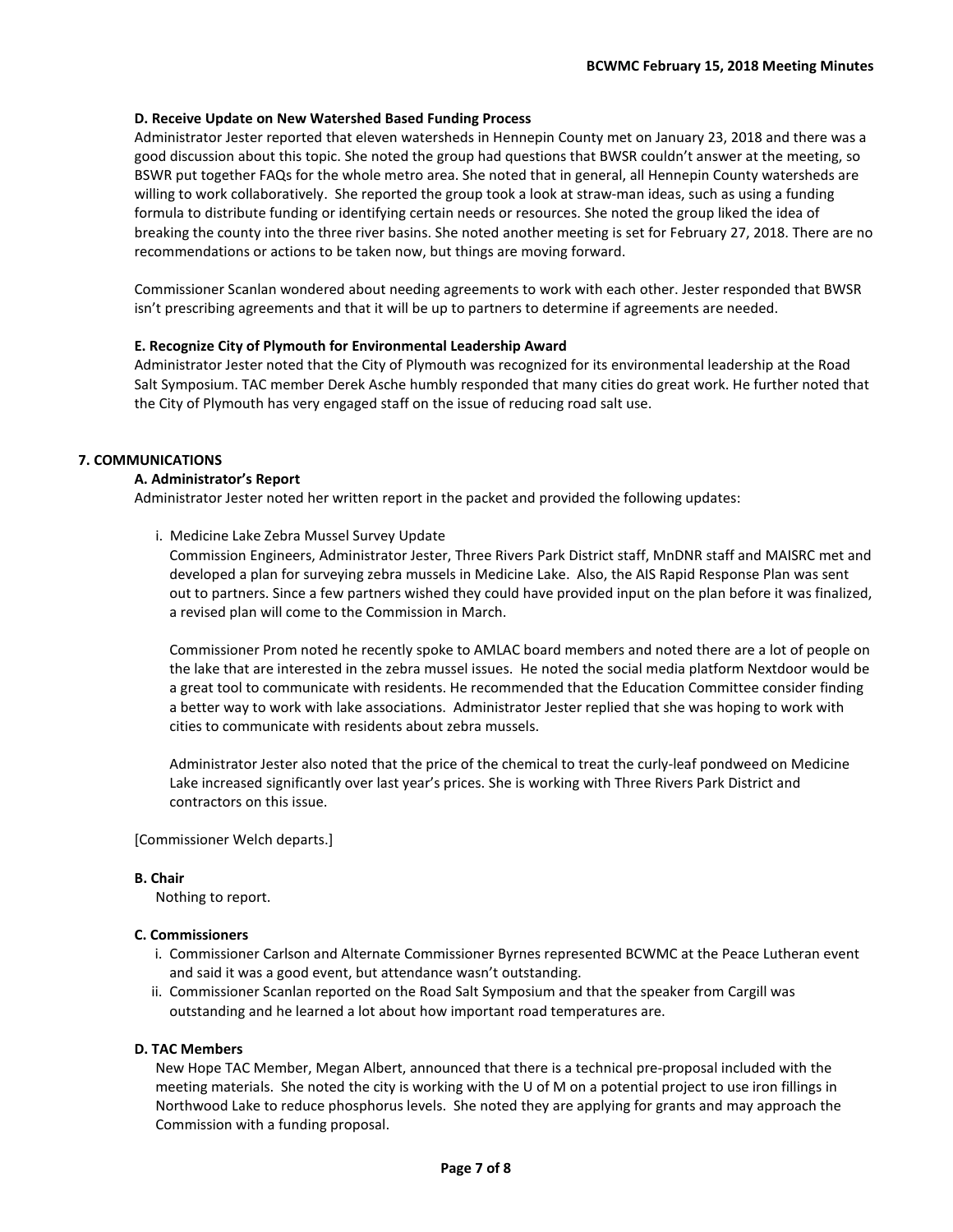**D. Receive Update on New Watershed Based Funding Process**

Administrator Jester reported that eleven watersheds in Hennepin County met on January 23, 2018 and there was a good discussion about this topic. She noted the group had questions that BWSR couldn't answer at the meeting, so BSWR put together FAQs for the whole metro area. She noted that in general, all Hennepin County watersheds are willing to work collaboratively. She reported the group took a look at straw-man ideas, such as using a funding formula to distribute funding or identifying certain needs or resources. She noted the group liked the idea of breaking the county into the three river basins. She noted another meeting is set for February 27, 2018. There are no recommendations or actions to be taken now, but things are moving forward.

Commissioner Scanlan wondered about needing agreements to work with each other. Jester responded that BWSR isn't prescribing agreements and that it will be up to partners to determine if agreements are needed.

**E. Recognize City of Plymouth for Environmental Leadership Award**

Administrator Jester noted that the City of Plymouth was recognized for its environmental leadership at the Road Salt Symposium. TAC member Derek Asche humbly responded that many cities do great work. He further noted that the City of Plymouth has very engaged staff on the issue of reducing road salt use.

**7. COMMUNICATIONS**

**A. Administrator's Report**

Administrator Jester noted her written report in the packet and provided the following updates:

i. Medicine Lake Zebra Mussel Survey Update

Commission Engineers, Administrator Jester, Three Rivers Park District staff, MnDNR staff and MAISRC met and developed a plan for surveying zebra mussels in Medicine Lake. Also, the AIS Rapid Response Plan was sent out to partners. Since a few partners wished they could have provided input on the plan before it was finalized, a revised plan will come to the Commission in March.

Commissioner Prom noted he recently spoke to AMLAC board members and noted there are a lot of people on the lake that are interested in the zebra mussel issues. He noted the social media platform Nextdoor would be a great tool to communicate with residents. He recommended that the Education Committee consider finding a better way to work with lake associations. Administrator Jester replied that she was hoping to work with cities to communicate with residents about zebra mussels.

Administrator Jester also noted that the price of the chemical to treat the curly-leaf pondweed on Medicine Lake increased significantly over last year's prices. She is working with Three Rivers Park District and contractors on this issue.

[Commissioner Welch departs.]

**B. Chair**

Nothing to report.

**C. Commissioners**

i. Commissioner Carlson and Alternate Commissioner Byrnes represented BCWMC at the Peace Lutheran event and said it was a good event, but attendance wasn't outstanding.
ii. Commissioner Scanlan reported on the Road Salt Symposium and that the speaker from Cargill was outstanding and he learned a lot about how important road temperatures are.

**D. TAC Members**

New Hope TAC Member, Megan Albert, announced that there is a technical pre-proposal included with the meeting materials. She noted the city is working with the U of M on a potential project to use iron fillings in Northwood Lake to reduce phosphorus levels. She noted they are applying for grants and may approach the Commission with a funding proposal.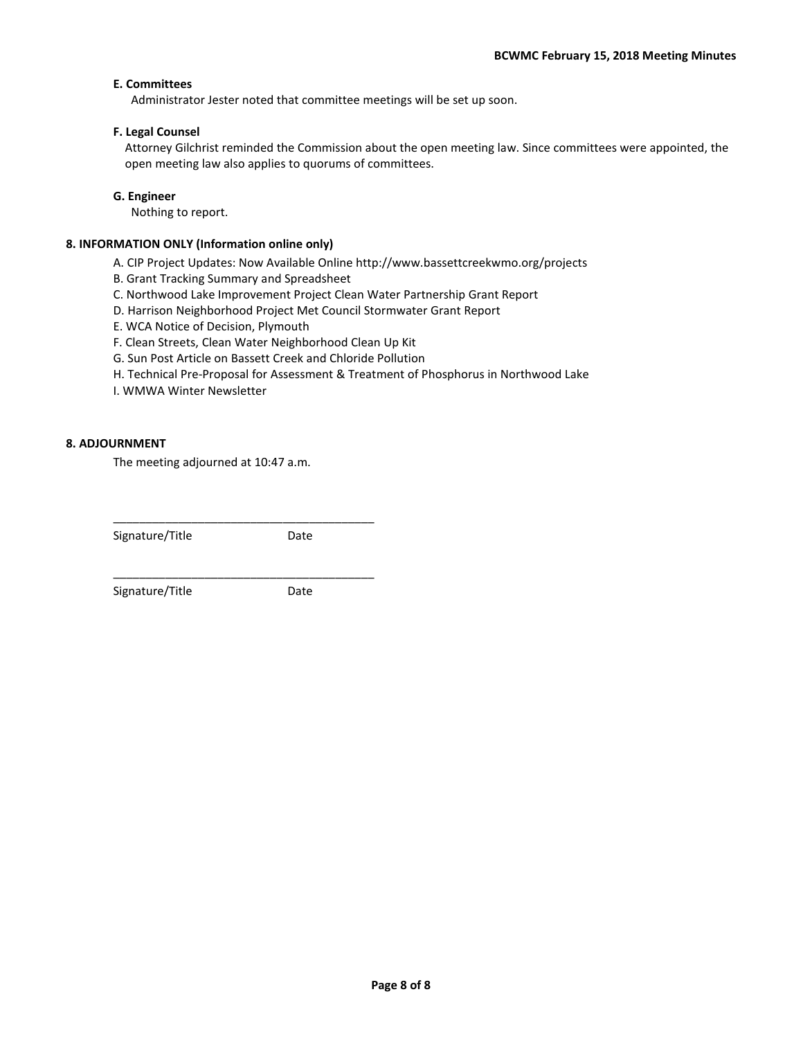**E. Committees**

Administrator Jester noted that committee meetings will be set up soon.

**F. Legal Counsel**

Attorney Gilchrist reminded the Commission about the open meeting law. Since committees were appointed, the open meeting law also applies to quorums of committees.

**G. Engineer**

Nothing to report.

**8. INFORMATION ONLY (Information online only)**

A. CIP Project Updates: Now Available Online http://www.bassettcreekwmo.org/projects
B. Grant Tracking Summary and Spreadsheet
C. Northwood Lake Improvement Project Clean Water Partnership Grant Report
D. Harrison Neighborhood Project Met Council Stormwater Grant Report
E. WCA Notice of Decision, Plymouth
F. Clean Streets, Clean Water Neighborhood Clean Up Kit
G. Sun Post Article on Bassett Creek and Chloride Pollution
H. Technical Pre-Proposal for Assessment & Treatment of Phosphorus in Northwood Lake
I. WMWA Winter Newsletter

**8. ADJOURNMENT**

The meeting adjourned at 10:47 a.m.

\_\_\_\_\_\_\_\_\_\_\_\_\_\_\_\_\_\_\_\_\_\_\_\_\_\_\_\_\_\_\_\_\_\_\_\_\_\_\_\_

Signature/Title Date

\_\_\_\_\_\_\_\_\_\_\_\_\_\_\_\_\_\_\_\_\_\_\_\_\_\_\_\_\_\_\_\_\_\_\_\_\_\_\_\_

Signature/Title Date